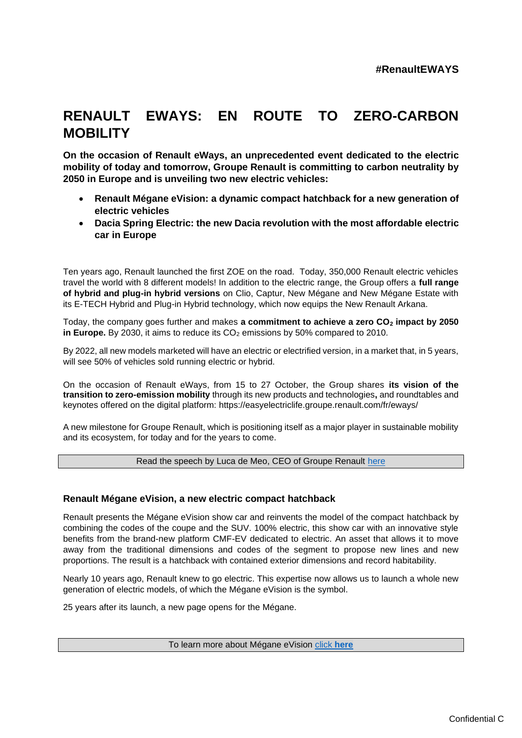#RenaultEWAYS

# RENAULT EWAYS: EN ROUTE TO ZERO-CARBON MOBILITY

**On the occasion of Renault eWays, an unprecedented event dedicated to the electric mobility of today and tomorrow, Groupe Renault is committing to carbon neutrality by 2050 in Europe and is unveiling two new electric vehicles:**

- **Renault Mégane eVision: a dynamic compact hatchback for a new generation of electric vehicles**
- **Dacia Spring Electric: the new Dacia revolution with the most affordable electric car in Europe**

Ten years ago, Renault launched the first ZOE on the road. Today, 350,000 Renault electric vehicles travel the world with 8 different models! In addition to the electric range, the Group offers a **full range of hybrid and plug-in hybrid versions** on Clio, Captur, New Mégane and New Mégane Estate with its E-TECH Hybrid and Plug-in Hybrid technology, which now equips the New Renault Arkana.

Today, the company goes further and makes **a commitment to achieve a zero $CO_2$ impact by 2050 in Europe.** By 2030, it aims to reduce its $CO_2$ emissions by 50% compared to 2010.

By 2022, all new models marketed will have an electric or electrified version, in a market that, in 5 years, will see 50% of vehicles sold running electric or hybrid.

On the occasion of Renault eWays, from 15 to 27 October, the Group shares **its vision of the transition to zero-emission mobility** through its new products and technologies**,** and roundtables and keynotes offered on the digital platform: https://easyelectriclife.groupe.renault.com/fr/eways/

A new milestone for Groupe Renault, which is positioning itself as a major player in sustainable mobility and its ecosystem, for today and for the years to come.

Read the speech by Luca de Meo, CEO of Groupe Renault here

## Renault Mégane eVision, a new electric compact hatchback

Renault presents the Mégane eVision show car and reinvents the model of the compact hatchback by combining the codes of the coupe and the SUV. 100% electric, this show car with an innovative style benefits from the brand-new platform CMF-EV dedicated to electric. An asset that allows it to move away from the traditional dimensions and codes of the segment to propose new lines and new proportions. The result is a hatchback with contained exterior dimensions and record habitability.

Nearly 10 years ago, Renault knew to go electric. This expertise now allows us to launch a whole new generation of electric models, of which the Mégane eVision is the symbol.

25 years after its launch, a new page opens for the Mégane.

To learn more about Mégane eVision click **here**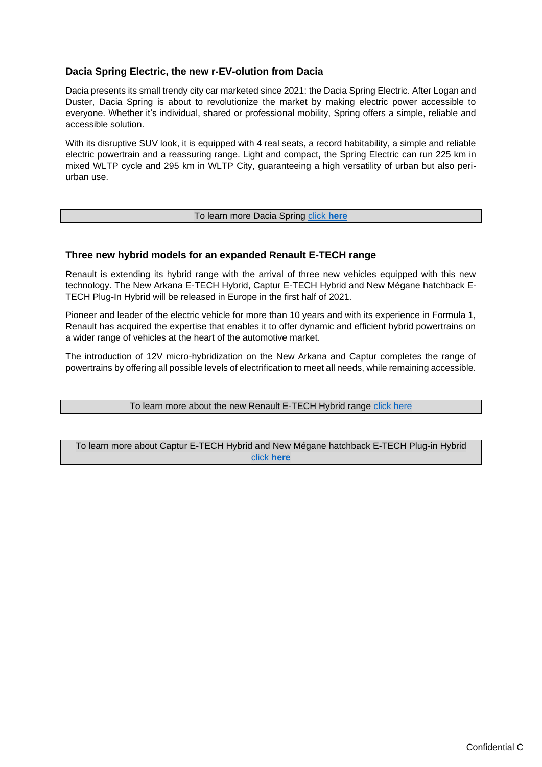## Dacia Spring Electric, the new r-EV-olution from Dacia

Dacia presents its small trendy city car marketed since 2021: the Dacia Spring Electric. After Logan and Duster, Dacia Spring is about to revolutionize the market by making electric power accessible to everyone. Whether it's individual, shared or professional mobility, Spring offers a simple, reliable and accessible solution.

With its disruptive SUV look, it is equipped with 4 real seats, a record habitability, a simple and reliable electric powertrain and a reassuring range. Light and compact, the Spring Electric can run 225 km in mixed WLTP cycle and 295 km in WLTP City, guaranteeing a high versatility of urban but also peri-urban use.

| To learn more Dacia Spring click **here** |
| --- |

## Three new hybrid models for an expanded Renault E-TECH range

Renault is extending its hybrid range with the arrival of three new vehicles equipped with this new technology. The New Arkana E-TECH Hybrid, Captur E-TECH Hybrid and New Mégane hatchback E-TECH Plug-In Hybrid will be released in Europe in the first half of 2021.

Pioneer and leader of the electric vehicle for more than 10 years and with its experience in Formula 1, Renault has acquired the expertise that enables it to offer dynamic and efficient hybrid powertrains on a wider range of vehicles at the heart of the automotive market.

The introduction of 12V micro-hybridization on the New Arkana and Captur completes the range of powertrains by offering all possible levels of electrification to meet all needs, while remaining accessible.

| To learn more about the new Renault E-TECH Hybrid range click here |
| --- |

| To learn more about Captur E-TECH Hybrid and New Mégane hatchback E-TECH Plug-in Hybrid click **here** |
| --- |